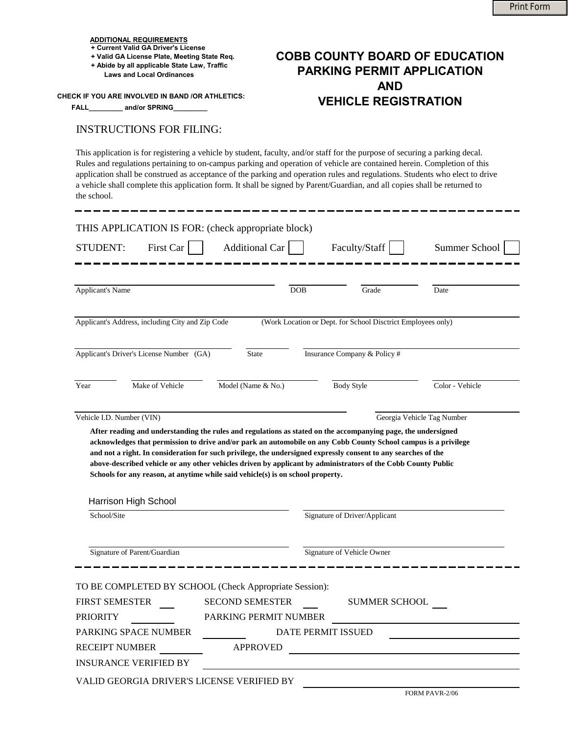**ADDITIONAL REQUIREMENTS**
**+ Current Valid GA Driver's License**
**+ Valid GA License Plate, Meeting State Req.**
**+ Abide by all applicable State Law, Traffic Laws and Local Ordinances**

**CHECK IF YOU ARE INVOLVED IN BAND /OR ATHLETICS:**
**FALL________ and/or SPRING________**

# COBB COUNTY BOARD OF EDUCATION PARKING PERMIT APPLICATION AND VEHICLE REGISTRATION

## INSTRUCTIONS FOR FILING:

This application is for registering a vehicle by student, faculty, and/or staff for the purpose of securing a parking decal. Rules and regulations pertaining to on-campus parking and operation of vehicle are contained herein. Completion of this application shall be construed as acceptance of the parking and operation rules and regulations. Students who elect to drive a vehicle shall complete this application form. It shall be signed by Parent/Guardian, and all copies shall be returned to the school.

---

THIS APPLICATION IS FOR: (check appropriate block)

STUDENT: First Car ☐ Additional Car ☐ Faculty/Staff ☐ Summer School ☐

---

Applicant's Name ____________________ DOB __________ Grade __________ Date __________

Applicant's Address, including City and Zip Code (Work Location or Dept. for School Disctrict Employees only) ____________________

Applicant's Driver's License Number (GA) __________ State __________ Insurance Company & Policy # __________

Year ______ Make of Vehicle ______ Model (Name & No.) ______ Body Style ______ Color - Vehicle ______

Vehicle I.D. Number (VIN) ____________________ Georgia Vehicle Tag Number __________

**After reading and understanding the rules and regulations as stated on the accompanying page, the undersigned acknowledges that permission to drive and/or park an automobile on any Cobb County School campus is a privilege and not a right. In consideration for such privilege, the undersigned expressly consent to any searches of the above-described vehicle or any other vehicles driven by applicant by administrators of the Cobb County Public Schools for any reason, at anytime while said vehicle(s) is on school property.**

Harrison High School
School/Site ____________________ Signature of Driver/Applicant ____________________

Signature of Parent/Guardian ____________________ Signature of Vehicle Owner ____________________

---

TO BE COMPLETED BY SCHOOL (Check Appropriate Session):

FIRST SEMESTER ___ SECOND SEMESTER ___ SUMMER SCHOOL ___

PRIORITY ______ PARKING PERMIT NUMBER ____________

PARKING SPACE NUMBER ______ DATE PERMIT ISSUED ____________

RECEIPT NUMBER ______ APPROVED ____________

INSURANCE VERIFIED BY ____________________

VALID GEORGIA DRIVER'S LICENSE VERIFIED BY ____________________

FORM PAVR-2/06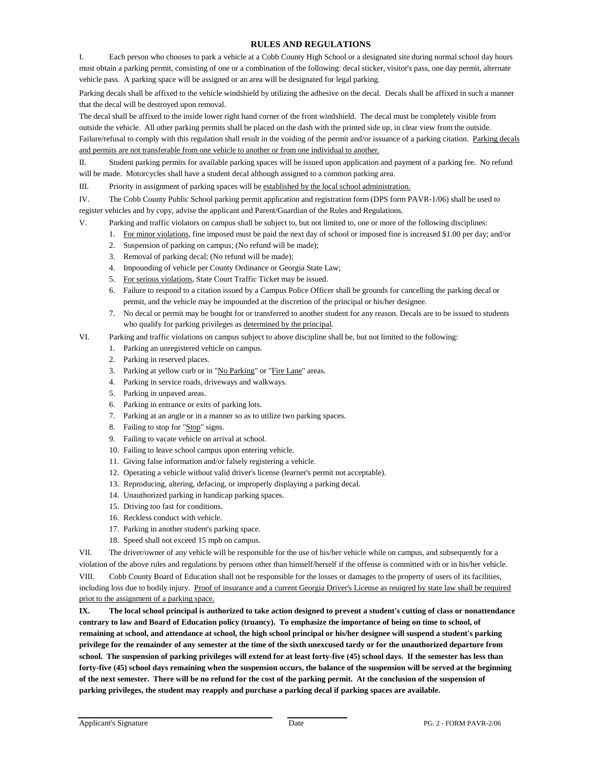## RULES AND REGULATIONS

I. Each person who chooses to park a vehicle at a Cobb County High School or a designated site during normal school day hours must obtain a parking permit, consisting of one or a combination of the following: decal sticker, visitor's pass, one day permit, alternate vehicle pass. A parking space will be assigned or an area will be designated for legal parking.

Parking decals shall be affixed to the vehicle windshield by utilizing the adhesive on the decal. Decals shall be affixed in such a manner that the decal will be destroyed upon removal.

The decal shall be affixed to the inside lower right hand corner of the front windshield. The decal must be completely visible from outside the vehicle. All other parking permits shall be placed on the dash with the printed side up, in clear view from the outside. Failure/refusal to comply with this regulation shall result in the voiding of the permit and/or issuance of a parking citation. Parking decals and permits are not transferable from one vehicle to another or from one individual to another.

II. Student parking permits for available parking spaces will be issued upon application and payment of a parking fee. No refund will be made. Motorcycles shall have a student decal although assigned to a common parking area.

III. Priority in assignment of parking spaces will be established by the local school administration.

IV. The Cobb County Public School parking permit application and registration form (DPS form PAVR-1/06) shall be used to register vehicles and by copy, advise the applicant and Parent/Guardian of the Rules and Regulations.

V. Parking and traffic violators on campus shall be subject to, but not limited to, one or more of the following disciplines:

1. For minor violations, fine imposed must be paid the next day of school or imposed fine is increased $1.00 per day; and/or
2. Suspension of parking on campus; (No refund will be made);
3. Removal of parking decal; (No refund will be made);
4. Impounding of vehicle per County Ordinance or Georgia State Law;
5. For serious violations, State Court Traffic Ticket may be issued.
6. Failure to respond to a citation issued by a Campus Police Officer shall be grounds for cancelling the parking decal or permit, and the vehicle may be impounded at the discretion of the principal or his/her designee.
7. No decal or permit may be bought for or transferred to another student for any reason. Decals are to be issued to students who qualify for parking privileges as determined by the principal.

VI. Parking and traffic violations on campus subject to above discipline shall be, but not limited to the following:

1. Parking an unregistered vehicle on campus.
2. Parking in reserved places.
3. Parking at yellow curb or in "No Parking" or "Fire Lane" areas.
4. Parking in service roads, driveways and walkways.
5. Parking in unpaved areas.
6. Parking in entrance or exits of parking lots.
7. Parking at an angle or in a manner so as to utilize two parking spaces.
8. Failing to stop for "Stop" signs.
9. Failing to vacate vehicle on arrival at school.
10. Failing to leave school campus upon entering vehicle.
11. Giving false information and/or falsely registering a vehicle.
12. Operating a vehicle without valid driver's license (learner's permit not acceptable).
13. Reproducing, altering, defacing, or improperly displaying a parking decal.
14. Unauthorized parking in handicap parking spaces.
15. Driving too fast for conditions.
16. Reckless conduct with vehicle.
17. Parking in another student's parking space.
18. Speed shall not exceed 15 mph on campus.

VII. The driver/owner of any vehicle will be responsible for the use of his/her vehicle while on campus, and subsequently for a violation of the above rules and regulations by persons other than himself/herself if the offense is committed with or in his/her vehicle.

VIII. Cobb County Board of Education shall not be responsible for the losses or damages to the property of users of its facilities, including loss due to bodily injury. Proof of insurance and a current Georgia Driver's License as reuiqred by state law shall be required priot to the assignment of a parking space.

**IX. The local school principal is authorized to take action designed to prevent a student's cutting of class or nonattendance contrary to law and Board of Education policy (truancy). To emphasize the importance of being on time to school, of remaining at school, and attendance at school, the high school principal or his/her designee will suspend a student's parking privilege for the remainder of any semester at the time of the sixth unexcused tardy or for the unauthorized departure from school. The suspension of parking privileges will extend for at least forty-five (45) school days. If the semester has less than forty-five (45) school days remaining when the suspension occurs, the balance of the suspension will be served at the beginning of the next semester. There will be no refund for the cost of the parking permit. At the conclusion of the suspension of parking privileges, the student may reapply and purchase a parking decal if parking spaces are available.**

Applicant's Signature _______________ Date _______________

PG. 2 - FORM PAVR-2/06